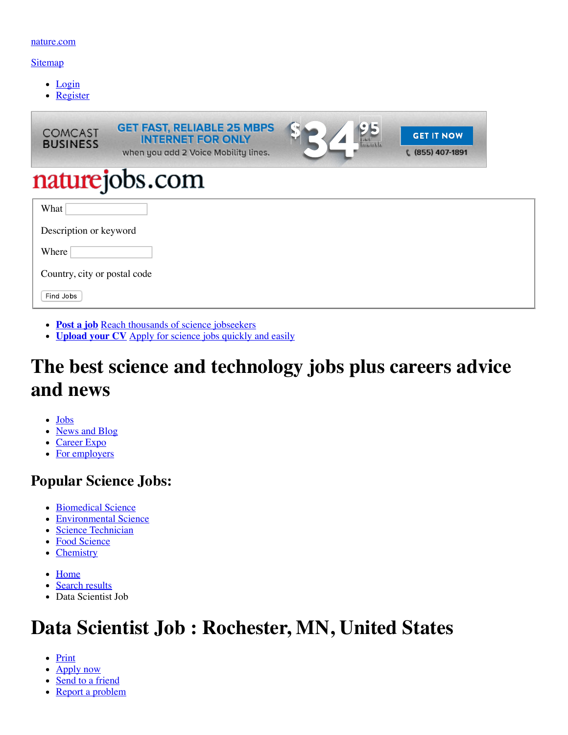nature.com

Sitemap

- Login
- Register

naturejobs.com

What

Description or keyword

Where

Country, city or postal code

Find Jobs

- **Post a job** Reach thousands of science jobseekers
- **Upload your CV** Apply for science jobs quickly and easily

# The best science and technology jobs plus careers advice and news

- Jobs
- News and Blog
- Career Expo
- For employers

## Popular Science Jobs:

- Biomedical Science
- Environmental Science
- Science Technician
- Food Science
- Chemistry

- Home
- Search results
- Data Scientist Job

# Data Scientist Job : Rochester, MN, United States

- Print
- Apply now
- Send to a friend
- Report a problem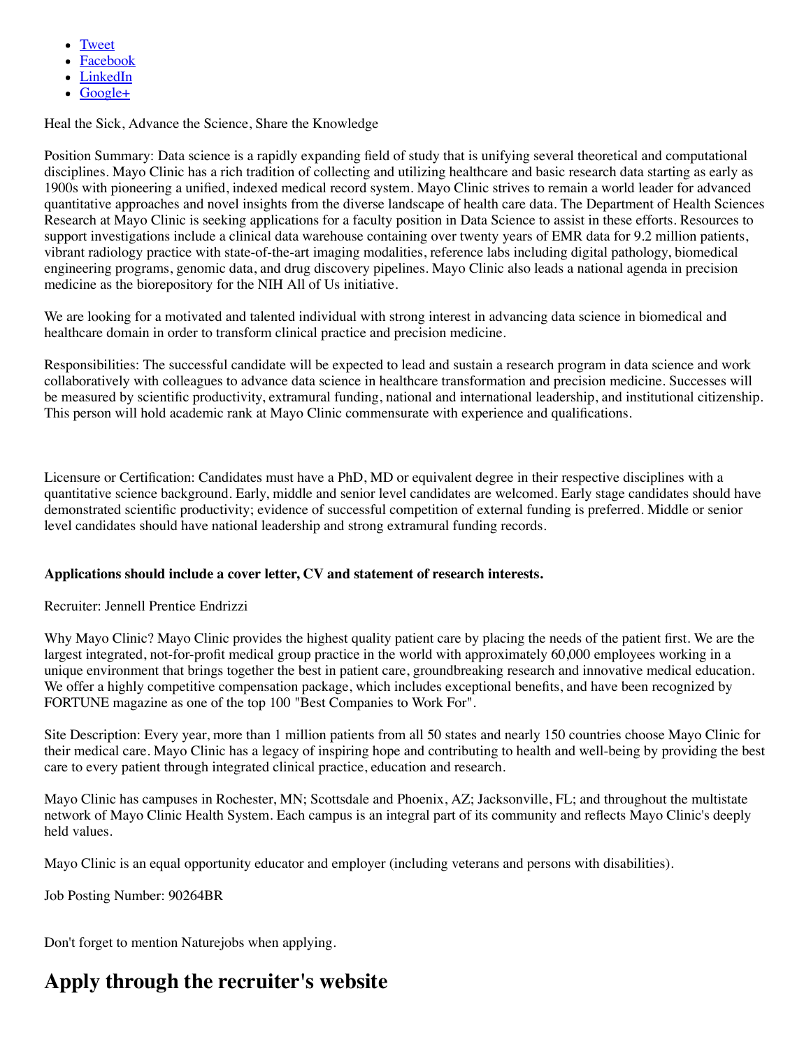- Tweet
- Facebook
- LinkedIn
- Google+

Heal the Sick, Advance the Science, Share the Knowledge

Position Summary: Data science is a rapidly expanding field of study that is unifying several theoretical and computational disciplines. Mayo Clinic has a rich tradition of collecting and utilizing healthcare and basic research data starting as early as 1900s with pioneering a unified, indexed medical record system. Mayo Clinic strives to remain a world leader for advanced quantitative approaches and novel insights from the diverse landscape of health care data. The Department of Health Sciences Research at Mayo Clinic is seeking applications for a faculty position in Data Science to assist in these efforts. Resources to support investigations include a clinical data warehouse containing over twenty years of EMR data for 9.2 million patients, vibrant radiology practice with state-of-the-art imaging modalities, reference labs including digital pathology, biomedical engineering programs, genomic data, and drug discovery pipelines. Mayo Clinic also leads a national agenda in precision medicine as the biorepository for the NIH All of Us initiative.

We are looking for a motivated and talented individual with strong interest in advancing data science in biomedical and healthcare domain in order to transform clinical practice and precision medicine.

Responsibilities: The successful candidate will be expected to lead and sustain a research program in data science and work collaboratively with colleagues to advance data science in healthcare transformation and precision medicine. Successes will be measured by scientific productivity, extramural funding, national and international leadership, and institutional citizenship. This person will hold academic rank at Mayo Clinic commensurate with experience and qualifications.

Licensure or Certification: Candidates must have a PhD, MD or equivalent degree in their respective disciplines with a quantitative science background. Early, middle and senior level candidates are welcomed. Early stage candidates should have demonstrated scientific productivity; evidence of successful competition of external funding is preferred. Middle or senior level candidates should have national leadership and strong extramural funding records.

**Applications should include a cover letter, CV and statement of research interests.**

Recruiter: Jennell Prentice Endrizzi

Why Mayo Clinic? Mayo Clinic provides the highest quality patient care by placing the needs of the patient first. We are the largest integrated, not-for-profit medical group practice in the world with approximately 60,000 employees working in a unique environment that brings together the best in patient care, groundbreaking research and innovative medical education. We offer a highly competitive compensation package, which includes exceptional benefits, and have been recognized by FORTUNE magazine as one of the top 100 "Best Companies to Work For".

Site Description: Every year, more than 1 million patients from all 50 states and nearly 150 countries choose Mayo Clinic for their medical care. Mayo Clinic has a legacy of inspiring hope and contributing to health and well-being by providing the best care to every patient through integrated clinical practice, education and research.

Mayo Clinic has campuses in Rochester, MN; Scottsdale and Phoenix, AZ; Jacksonville, FL; and throughout the multistate network of Mayo Clinic Health System. Each campus is an integral part of its community and reflects Mayo Clinic's deeply held values.

Mayo Clinic is an equal opportunity educator and employer (including veterans and persons with disabilities).

Job Posting Number: 90264BR

Don't forget to mention Naturejobs when applying.

# Apply through the recruiter's website